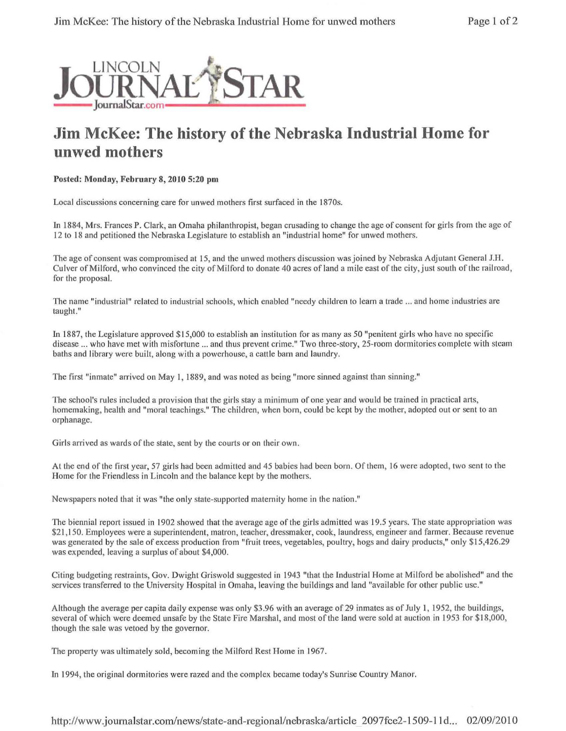LINCOLN JOURNAL STAR
JournalStar.com

# Jim McKee: The history of the Nebraska Industrial Home for unwed mothers

**Posted: Monday, February 8, 2010 5:20 pm**

Local discussions concerning care for unwed mothers first surfaced in the 1870s.

In 1884, Mrs. Frances P. Clark, an Omaha philanthropist, began crusading to change the age of consent for girls from the age of 12 to 18 and petitioned the Nebraska Legislature to establish an "industrial home" for unwed mothers.

The age of consent was compromised at 15, and the unwed mothers discussion was joined by Nebraska Adjutant General J.H. Culver of Milford, who convinced the city of Milford to donate 40 acres of land a mile east of the city, just south of the railroad, for the proposal.

The name "industrial" related to industrial schools, which enabled "needy children to learn a trade ... and home industries are taught."

In 1887, the Legislature approved $15,000 to establish an institution for as many as 50 "penitent girls who have no specific disease ... who have met with misfortune ... and thus prevent crime." Two three-story, 25-room dormitories complete with steam baths and library were built, along with a powerhouse, a cattle barn and laundry.

The first "inmate" arrived on May 1, 1889, and was noted as being "more sinned against than sinning."

The school's rules included a provision that the girls stay a minimum of one year and would be trained in practical arts, homemaking, health and "moral teachings." The children, when born, could be kept by the mother, adopted out or sent to an orphanage.

Girls arrived as wards of the state, sent by the courts or on their own.

At the end of the first year, 57 girls had been admitted and 45 babies had been born. Of them, 16 were adopted, two sent to the Home for the Friendless in Lincoln and the balance kept by the mothers.

Newspapers noted that it was "the only state-supported maternity home in the nation."

The biennial report issued in 1902 showed that the average age of the girls admitted was 19.5 years. The state appropriation was $21,150. Employees were a superintendent, matron, teacher, dressmaker, cook, laundress, engineer and farmer. Because revenue was generated by the sale of excess production from "fruit trees, vegetables, poultry, hogs and dairy products," only $15,426.29 was expended, leaving a surplus of about $4,000.

Citing budgeting restraints, Gov. Dwight Griswold suggested in 1943 "that the Industrial Home at Milford be abolished" and the services transferred to the University Hospital in Omaha, leaving the buildings and land "available for other public use."

Although the average per capita daily expense was only $3.96 with an average of 29 inmates as of July 1, 1952, the buildings, several of which were deemed unsafe by the State Fire Marshal, and most of the land were sold at auction in 1953 for $18,000, though the sale was vetoed by the governor.

The property was ultimately sold, becoming the Milford Rest Home in 1967.

In 1994, the original dormitories were razed and the complex became today's Sunrise Country Manor.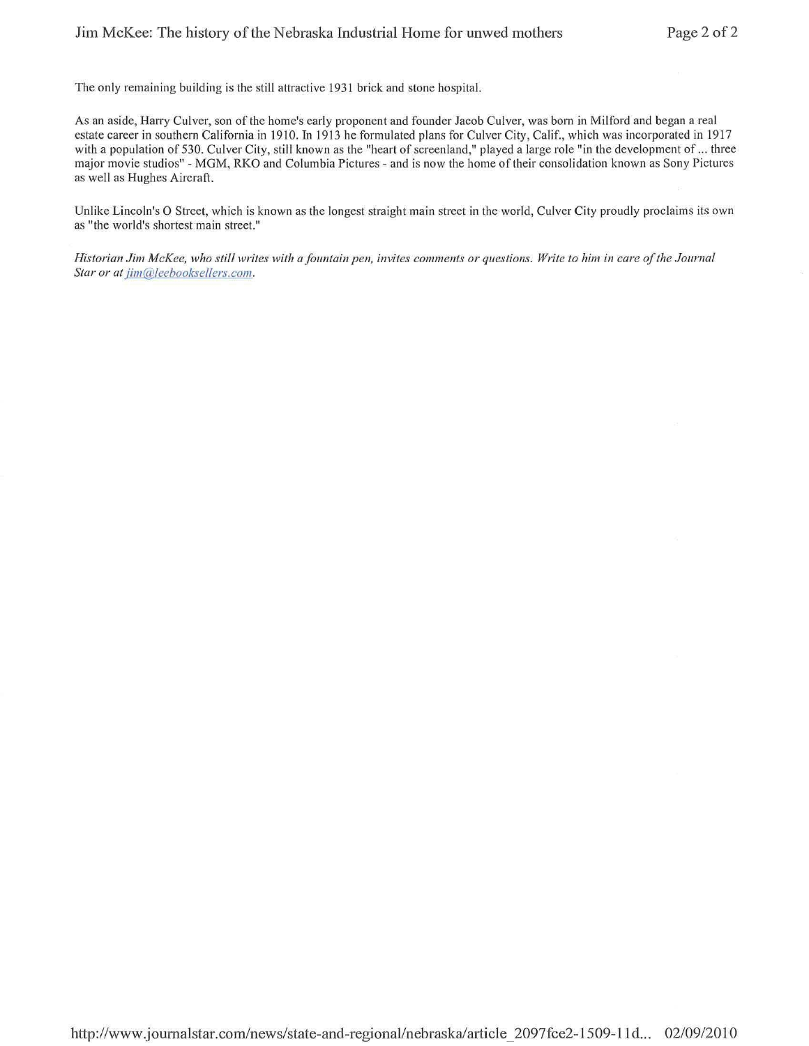The only remaining building is the still attractive 1931 brick and stone hospital.

As an aside, Harry Culver, son of the home's early proponent and founder Jacob Culver, was born in Milford and began a real estate career in southern California in 1910. In 1913 he formulated plans for Culver City, Calif., which was incorporated in 1917 with a population of 530. Culver City, still known as the "heart of screenland," played a large role "in the development of ... three major movie studios" - MGM, RKO and Columbia Pictures - and is now the home of their consolidation known as Sony Pictures as well as Hughes Aircraft.

Unlike Lincoln's O Street, which is known as the longest straight main street in the world, Culver City proudly proclaims its own as "the world's shortest main street."

*Historian Jim McKee, who still writes with a fountain pen, invites comments or questions. Write to him in care of the Journal Star or at jim@leebooksellers.com.*